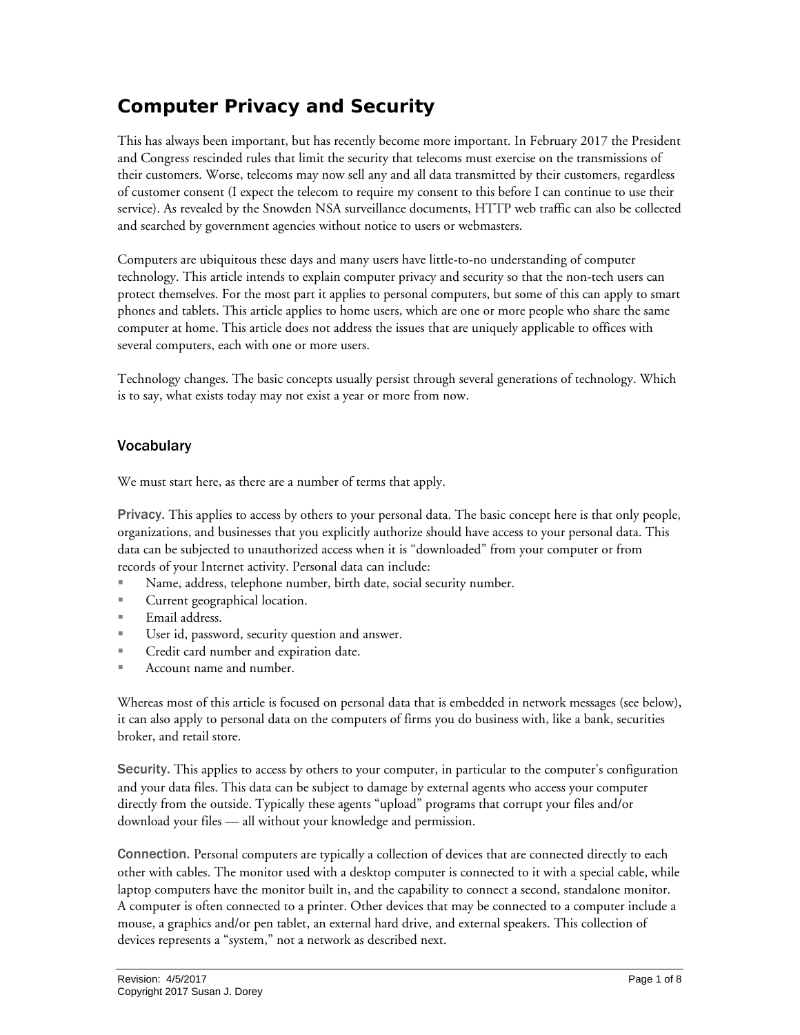# Computer Privacy and Security

This has always been important, but has recently become more important. In February 2017 the President and Congress rescinded rules that limit the security that telecoms must exercise on the transmissions of their customers. Worse, telecoms may now sell any and all data transmitted by their customers, regardless of customer consent (I expect the telecom to require my consent to this before I can continue to use their service). As revealed by the Snowden NSA surveillance documents, HTTP web traffic can also be collected and searched by government agencies without notice to users or webmasters.

Computers are ubiquitous these days and many users have little-to-no understanding of computer technology. This article intends to explain computer privacy and security so that the non-tech users can protect themselves. For the most part it applies to personal computers, but some of this can apply to smart phones and tablets. This article applies to home users, which are one or more people who share the same computer at home. This article does not address the issues that are uniquely applicable to offices with several computers, each with one or more users.

Technology changes. The basic concepts usually persist through several generations of technology. Which is to say, what exists today may not exist a year or more from now.

## Vocabulary

We must start here, as there are a number of terms that apply.

**Privacy.** This applies to access by others to your personal data. The basic concept here is that only people, organizations, and businesses that you explicitly authorize should have access to your personal data. This data can be subjected to unauthorized access when it is "downloaded" from your computer or from records of your Internet activity. Personal data can include:

- Name, address, telephone number, birth date, social security number.
- Current geographical location.
- Email address.
- User id, password, security question and answer.
- Credit card number and expiration date.
- Account name and number.

Whereas most of this article is focused on personal data that is embedded in network messages (see below), it can also apply to personal data on the computers of firms you do business with, like a bank, securities broker, and retail store.

**Security.** This applies to access by others to your computer, in particular to the computer's configuration and your data files. This data can be subject to damage by external agents who access your computer directly from the outside. Typically these agents "upload" programs that corrupt your files and/or download your files — all without your knowledge and permission.

**Connection.** Personal computers are typically a collection of devices that are connected directly to each other with cables. The monitor used with a desktop computer is connected to it with a special cable, while laptop computers have the monitor built in, and the capability to connect a second, standalone monitor. A computer is often connected to a printer. Other devices that may be connected to a computer include a mouse, a graphics and/or pen tablet, an external hard drive, and external speakers. This collection of devices represents a "system," not a network as described next.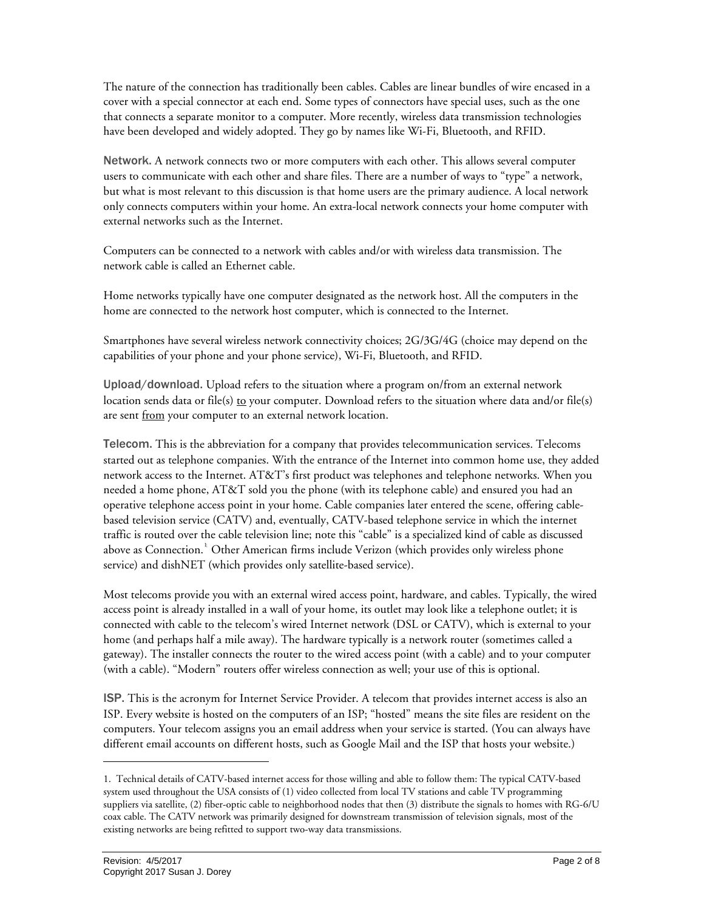The nature of the connection has traditionally been cables. Cables are linear bundles of wire encased in a cover with a special connector at each end. Some types of connectors have special uses, such as the one that connects a separate monitor to a computer. More recently, wireless data transmission technologies have been developed and widely adopted. They go by names like Wi-Fi, Bluetooth, and RFID.

**Network.** A network connects two or more computers with each other. This allows several computer users to communicate with each other and share files. There are a number of ways to "type" a network, but what is most relevant to this discussion is that home users are the primary audience. A local network only connects computers within your home. An extra-local network connects your home computer with external networks such as the Internet.

Computers can be connected to a network with cables and/or with wireless data transmission. The network cable is called an Ethernet cable.

Home networks typically have one computer designated as the network host. All the computers in the home are connected to the network host computer, which is connected to the Internet.

Smartphones have several wireless network connectivity choices; 2G/3G/4G (choice may depend on the capabilities of your phone and your phone service), Wi-Fi, Bluetooth, and RFID.

**Upload/download.** Upload refers to the situation where a program on/from an external network location sends data or file(s) <u>to</u> your computer. Download refers to the situation where data and/or file(s) are sent <u>from</u> your computer to an external network location.

**Telecom.** This is the abbreviation for a company that provides telecommunication services. Telecoms started out as telephone companies. With the entrance of the Internet into common home use, they added network access to the Internet. AT&T's first product was telephones and telephone networks. When you needed a home phone, AT&T sold you the phone (with its telephone cable) and ensured you had an operative telephone access point in your home. Cable companies later entered the scene, offering cable-based television service (CATV) and, eventually, CATV-based telephone service in which the internet traffic is routed over the cable television line; note this "cable" is a specialized kind of cable as discussed above as Connection.[1] Other American firms include Verizon (which provides only wireless phone service) and dishNET (which provides only satellite-based service).

Most telecoms provide you with an external wired access point, hardware, and cables. Typically, the wired access point is already installed in a wall of your home, its outlet may look like a telephone outlet; it is connected with cable to the telecom's wired Internet network (DSL or CATV), which is external to your home (and perhaps half a mile away). The hardware typically is a network router (sometimes called a gateway). The installer connects the router to the wired access point (with a cable) and to your computer (with a cable). "Modern" routers offer wireless connection as well; your use of this is optional.

**ISP.** This is the acronym for Internet Service Provider. A telecom that provides internet access is also an ISP. Every website is hosted on the computers of an ISP; "hosted" means the site files are resident on the computers. Your telecom assigns you an email address when your service is started. (You can always have different email accounts on different hosts, such as Google Mail and the ISP that hosts your website.)

---

1. Technical details of CATV-based internet access for those willing and able to follow them: The typical CATV-based system used throughout the USA consists of (1) video collected from local TV stations and cable TV programming suppliers via satellite, (2) fiber-optic cable to neighborhood nodes that then (3) distribute the signals to homes with RG-6/U coax cable. The CATV network was primarily designed for downstream transmission of television signals, most of the existing networks are being refitted to support two-way data transmissions.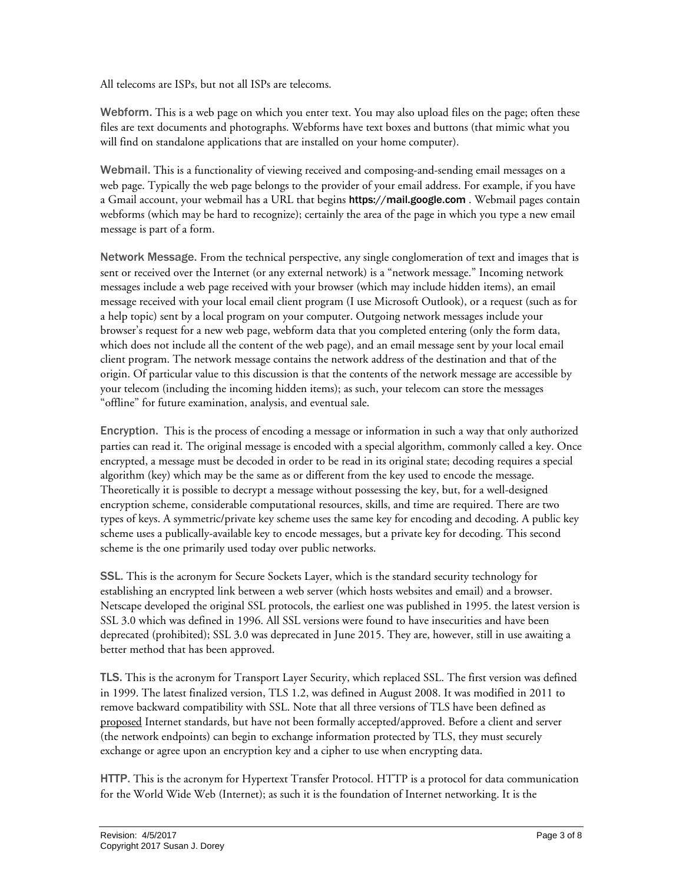All telecoms are ISPs, but not all ISPs are telecoms.

**Webform.** This is a web page on which you enter text. You may also upload files on the page; often these files are text documents and photographs. Webforms have text boxes and buttons (that mimic what you will find on standalone applications that are installed on your home computer).

**Webmail.** This is a functionality of viewing received and composing-and-sending email messages on a web page. Typically the web page belongs to the provider of your email address. For example, if you have a Gmail account, your webmail has a URL that begins **https://mail.google.com** . Webmail pages contain webforms (which may be hard to recognize); certainly the area of the page in which you type a new email message is part of a form.

**Network Message.** From the technical perspective, any single conglomeration of text and images that is sent or received over the Internet (or any external network) is a "network message." Incoming network messages include a web page received with your browser (which may include hidden items), an email message received with your local email client program (I use Microsoft Outlook), or a request (such as for a help topic) sent by a local program on your computer. Outgoing network messages include your browser's request for a new web page, webform data that you completed entering (only the form data, which does not include all the content of the web page), and an email message sent by your local email client program. The network message contains the network address of the destination and that of the origin. Of particular value to this discussion is that the contents of the network message are accessible by your telecom (including the incoming hidden items); as such, your telecom can store the messages "offline" for future examination, analysis, and eventual sale.

**Encryption.** This is the process of encoding a message or information in such a way that only authorized parties can read it. The original message is encoded with a special algorithm, commonly called a key. Once encrypted, a message must be decoded in order to be read in its original state; decoding requires a special algorithm (key) which may be the same as or different from the key used to encode the message. Theoretically it is possible to decrypt a message without possessing the key, but, for a well-designed encryption scheme, considerable computational resources, skills, and time are required. There are two types of keys. A symmetric/private key scheme uses the same key for encoding and decoding. A public key scheme uses a publically-available key to encode messages, but a private key for decoding. This second scheme is the one primarily used today over public networks.

**SSL.** This is the acronym for Secure Sockets Layer, which is the standard security technology for establishing an encrypted link between a web server (which hosts websites and email) and a browser. Netscape developed the original SSL protocols, the earliest one was published in 1995. the latest version is SSL 3.0 which was defined in 1996. All SSL versions were found to have insecurities and have been deprecated (prohibited); SSL 3.0 was deprecated in June 2015. They are, however, still in use awaiting a better method that has been approved.

**TLS.** This is the acronym for Transport Layer Security, which replaced SSL. The first version was defined in 1999. The latest finalized version, TLS 1.2, was defined in August 2008. It was modified in 2011 to remove backward compatibility with SSL. Note that all three versions of TLS have been defined as <u>proposed</u> Internet standards, but have not been formally accepted/approved. Before a client and server (the network endpoints) can begin to exchange information protected by TLS, they must securely exchange or agree upon an encryption key and a cipher to use when encrypting data.

**HTTP.** This is the acronym for Hypertext Transfer Protocol. HTTP is a protocol for data communication for the World Wide Web (Internet); as such it is the foundation of Internet networking. It is the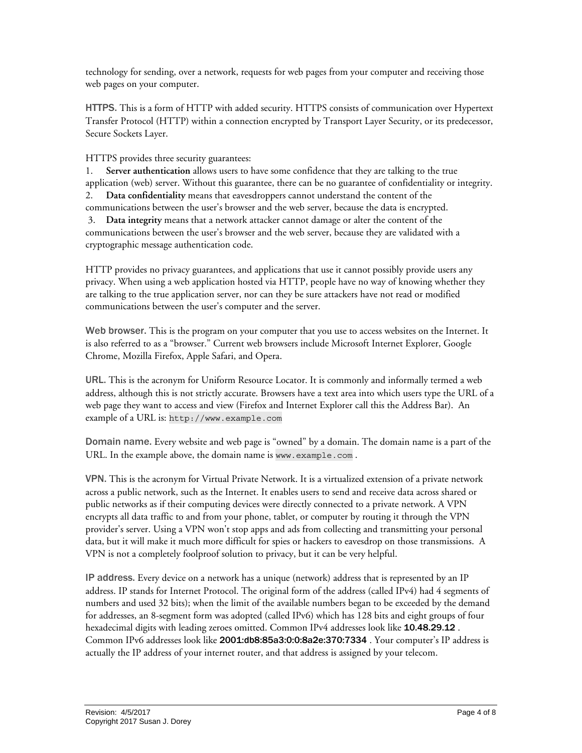technology for sending, over a network, requests for web pages from your computer and receiving those web pages on your computer.

**HTTPS.** This is a form of HTTP with added security. HTTPS consists of communication over Hypertext Transfer Protocol (HTTP) within a connection encrypted by Transport Layer Security, or its predecessor, Secure Sockets Layer.

HTTPS provides three security guarantees:

1. **Server authentication** allows users to have some confidence that they are talking to the true application (web) server. Without this guarantee, there can be no guarantee of confidentiality or integrity.
2. **Data confidentiality** means that eavesdroppers cannot understand the content of the communications between the user's browser and the web server, because the data is encrypted.
3. **Data integrity** means that a network attacker cannot damage or alter the content of the communications between the user's browser and the web server, because they are validated with a cryptographic message authentication code.

HTTP provides no privacy guarantees, and applications that use it cannot possibly provide users any privacy. When using a web application hosted via HTTP, people have no way of knowing whether they are talking to the true application server, nor can they be sure attackers have not read or modified communications between the user's computer and the server.

**Web browser.** This is the program on your computer that you use to access websites on the Internet. It is also referred to as a "browser." Current web browsers include Microsoft Internet Explorer, Google Chrome, Mozilla Firefox, Apple Safari, and Opera.

**URL.** This is the acronym for Uniform Resource Locator. It is commonly and informally termed a web address, although this is not strictly accurate. Browsers have a text area into which users type the URL of a web page they want to access and view (Firefox and Internet Explorer call this the Address Bar). An example of a URL is: `http://www.example.com`

**Domain name.** Every website and web page is "owned" by a domain. The domain name is a part of the URL. In the example above, the domain name is `www.example.com` .

**VPN.** This is the acronym for Virtual Private Network. It is a virtualized extension of a private network across a public network, such as the Internet. It enables users to send and receive data across shared or public networks as if their computing devices were directly connected to a private network. A VPN encrypts all data traffic to and from your phone, tablet, or computer by routing it through the VPN provider's server. Using a VPN won't stop apps and ads from collecting and transmitting your personal data, but it will make it much more difficult for spies or hackers to eavesdrop on those transmissions. A VPN is not a completely foolproof solution to privacy, but it can be very helpful.

**IP address.** Every device on a network has a unique (network) address that is represented by an IP address. IP stands for Internet Protocol. The original form of the address (called IPv4) had 4 segments of numbers and used 32 bits); when the limit of the available numbers began to be exceeded by the demand for addresses, an 8-segment form was adopted (called IPv6) which has 128 bits and eight groups of four hexadecimal digits with leading zeroes omitted. Common IPv4 addresses look like **10.48.29.12** . Common IPv6 addresses look like **2001:db8:85a3:0:0:8a2e:370:7334** . Your computer's IP address is actually the IP address of your internet router, and that address is assigned by your telecom.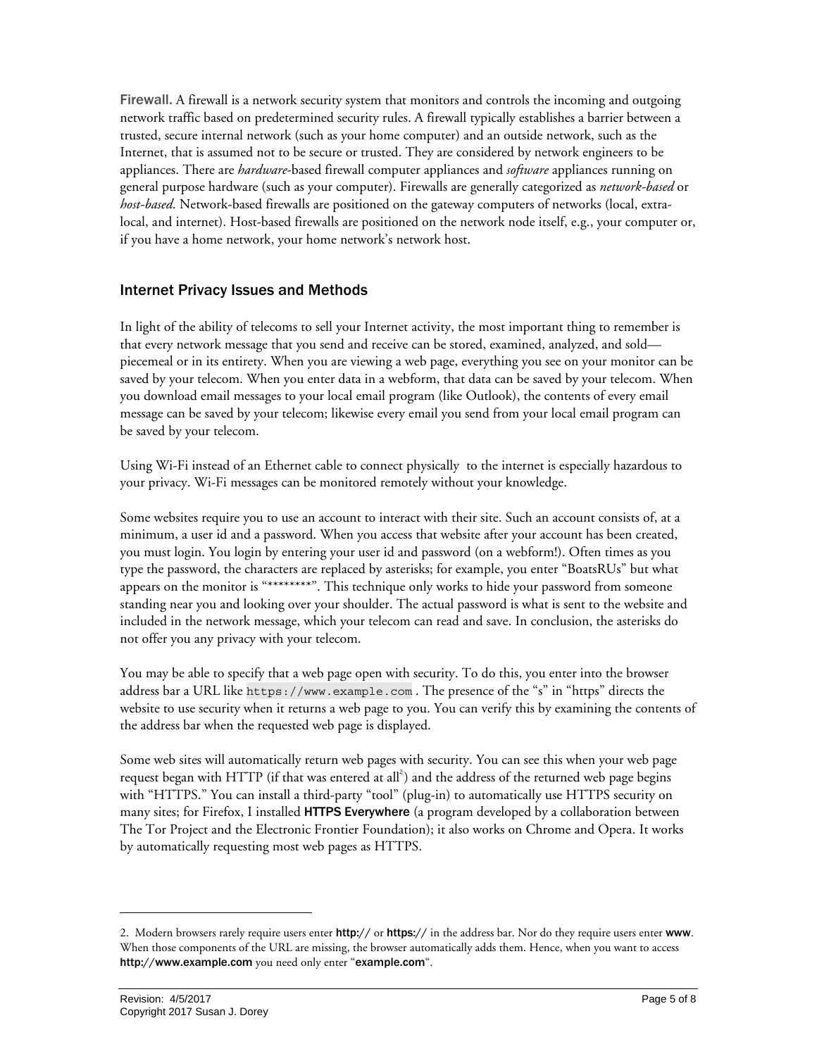**Firewall.** A firewall is a network security system that monitors and controls the incoming and outgoing network traffic based on predetermined security rules. A firewall typically establishes a barrier between a trusted, secure internal network (such as your home computer) and an outside network, such as the Internet, that is assumed not to be secure or trusted. They are considered by network engineers to be appliances. There are *hardware*-based firewall computer appliances and *software* appliances running on general purpose hardware (such as your computer). Firewalls are generally categorized as *network-based* or *host-based*. Network-based firewalls are positioned on the gateway computers of networks (local, extra-local, and internet). Host-based firewalls are positioned on the network node itself, e.g., your computer or, if you have a home network, your home network's network host.

## Internet Privacy Issues and Methods

In light of the ability of telecoms to sell your Internet activity, the most important thing to remember is that every network message that you send and receive can be stored, examined, analyzed, and sold—piecemeal or in its entirety. When you are viewing a web page, everything you see on your monitor can be saved by your telecom. When you enter data in a webform, that data can be saved by your telecom. When you download email messages to your local email program (like Outlook), the contents of every email message can be saved by your telecom; likewise every email you send from your local email program can be saved by your telecom.

Using Wi-Fi instead of an Ethernet cable to connect physically to the internet is especially hazardous to your privacy. Wi-Fi messages can be monitored remotely without your knowledge.

Some websites require you to use an account to interact with their site. Such an account consists of, at a minimum, a user id and a password. When you access that website after your account has been created, you must login. You login by entering your user id and password (on a webform!). Often times as you type the password, the characters are replaced by asterisks; for example, you enter "BoatsRUs" but what appears on the monitor is "********". This technique only works to hide your password from someone standing near you and looking over your shoulder. The actual password is what is sent to the website and included in the network message, which your telecom can read and save. In conclusion, the asterisks do not offer you any privacy with your telecom.

You may be able to specify that a web page open with security. To do this, you enter into the browser address bar a URL like `https://www.example.com` . The presence of the "s" in "https" directs the website to use security when it returns a web page to you. You can verify this by examining the contents of the address bar when the requested web page is displayed.

Some web sites will automatically return web pages with security. You can see this when your web page request began with HTTP (if that was entered at all[2]) and the address of the returned web page begins with "HTTPS." You can install a third-party "tool" (plug-in) to automatically use HTTPS security on many sites; for Firefox, I installed **HTTPS Everywhere** (a program developed by a collaboration between The Tor Project and the Electronic Frontier Foundation); it also works on Chrome and Opera. It works by automatically requesting most web pages as HTTPS.

---

2. Modern browsers rarely require users enter **http://** or **https://** in the address bar. Nor do they require users enter **www**. When those components of the URL are missing, the browser automatically adds them. Hence, when you want to access **http://www.example.com** you need only enter "**example.com**".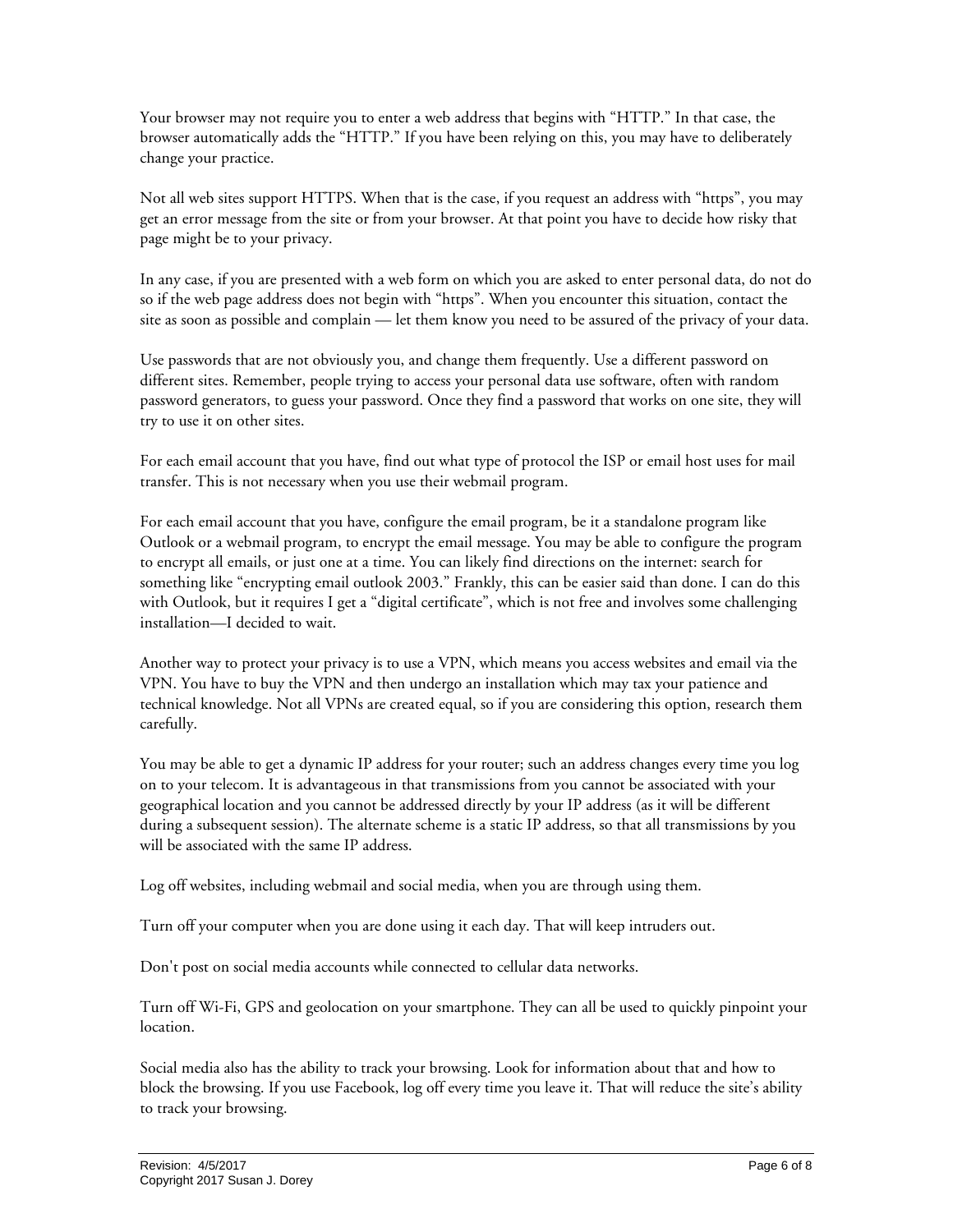Your browser may not require you to enter a web address that begins with "HTTP." In that case, the browser automatically adds the "HTTP." If you have been relying on this, you may have to deliberately change your practice.

Not all web sites support HTTPS. When that is the case, if you request an address with "https", you may get an error message from the site or from your browser. At that point you have to decide how risky that page might be to your privacy.

In any case, if you are presented with a web form on which you are asked to enter personal data, do not do so if the web page address does not begin with "https". When you encounter this situation, contact the site as soon as possible and complain — let them know you need to be assured of the privacy of your data.

Use passwords that are not obviously you, and change them frequently. Use a different password on different sites. Remember, people trying to access your personal data use software, often with random password generators, to guess your password. Once they find a password that works on one site, they will try to use it on other sites.

For each email account that you have, find out what type of protocol the ISP or email host uses for mail transfer. This is not necessary when you use their webmail program.

For each email account that you have, configure the email program, be it a standalone program like Outlook or a webmail program, to encrypt the email message. You may be able to configure the program to encrypt all emails, or just one at a time. You can likely find directions on the internet: search for something like "encrypting email outlook 2003." Frankly, this can be easier said than done. I can do this with Outlook, but it requires I get a "digital certificate", which is not free and involves some challenging installation—I decided to wait.

Another way to protect your privacy is to use a VPN, which means you access websites and email via the VPN. You have to buy the VPN and then undergo an installation which may tax your patience and technical knowledge. Not all VPNs are created equal, so if you are considering this option, research them carefully.

You may be able to get a dynamic IP address for your router; such an address changes every time you log on to your telecom. It is advantageous in that transmissions from you cannot be associated with your geographical location and you cannot be addressed directly by your IP address (as it will be different during a subsequent session). The alternate scheme is a static IP address, so that all transmissions by you will be associated with the same IP address.

Log off websites, including webmail and social media, when you are through using them.

Turn off your computer when you are done using it each day. That will keep intruders out.

Don't post on social media accounts while connected to cellular data networks.

Turn off Wi-Fi, GPS and geolocation on your smartphone. They can all be used to quickly pinpoint your location.

Social media also has the ability to track your browsing. Look for information about that and how to block the browsing. If you use Facebook, log off every time you leave it. That will reduce the site's ability to track your browsing.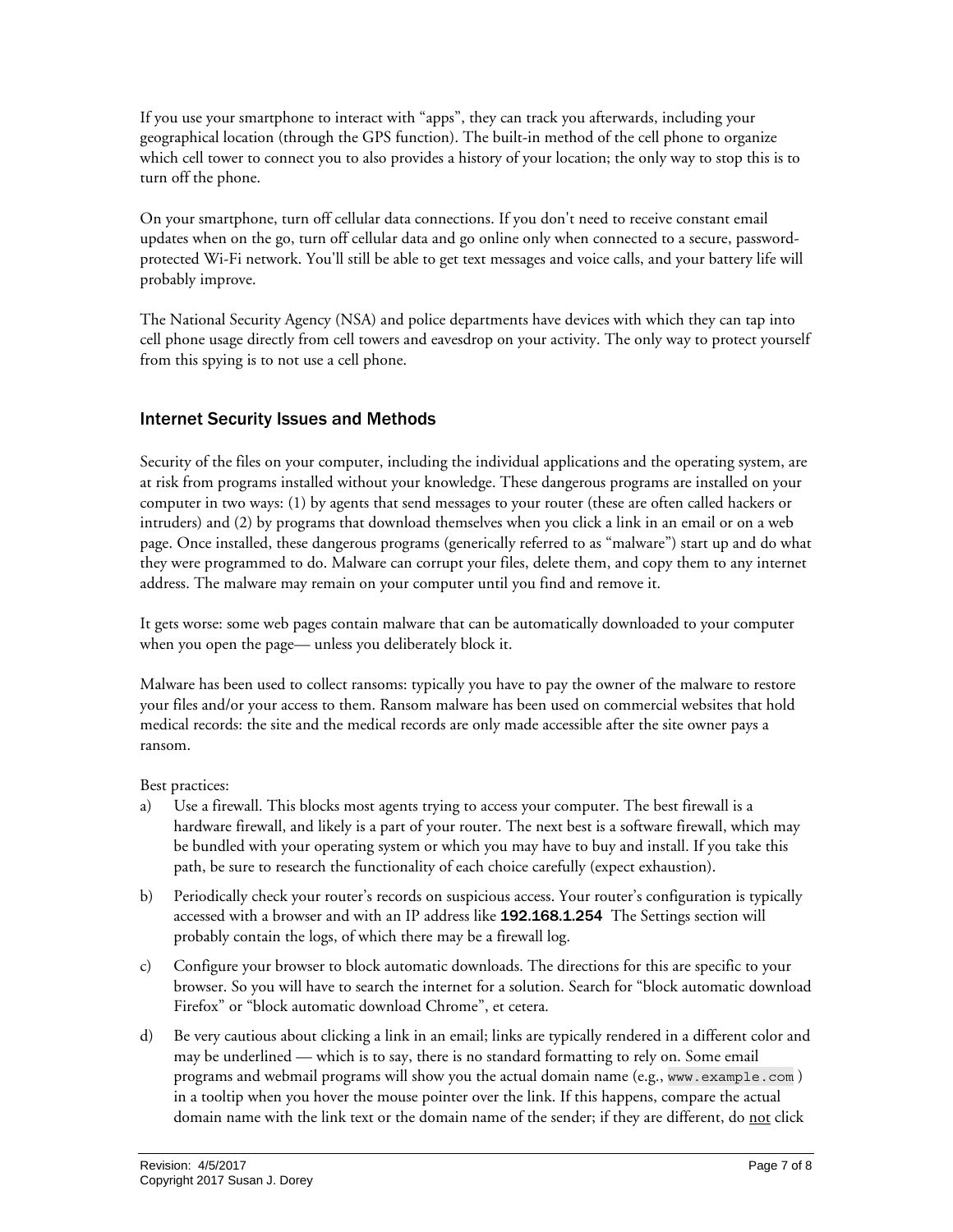If you use your smartphone to interact with "apps", they can track you afterwards, including your geographical location (through the GPS function). The built-in method of the cell phone to organize which cell tower to connect you to also provides a history of your location; the only way to stop this is to turn off the phone.

On your smartphone, turn off cellular data connections. If you don't need to receive constant email updates when on the go, turn off cellular data and go online only when connected to a secure, password-protected Wi-Fi network. You'll still be able to get text messages and voice calls, and your battery life will probably improve.

The National Security Agency (NSA) and police departments have devices with which they can tap into cell phone usage directly from cell towers and eavesdrop on your activity. The only way to protect yourself from this spying is to not use a cell phone.

## Internet Security Issues and Methods

Security of the files on your computer, including the individual applications and the operating system, are at risk from programs installed without your knowledge. These dangerous programs are installed on your computer in two ways: (1) by agents that send messages to your router (these are often called hackers or intruders) and (2) by programs that download themselves when you click a link in an email or on a web page. Once installed, these dangerous programs (generically referred to as "malware") start up and do what they were programmed to do. Malware can corrupt your files, delete them, and copy them to any internet address. The malware may remain on your computer until you find and remove it.

It gets worse: some web pages contain malware that can be automatically downloaded to your computer when you open the page— unless you deliberately block it.

Malware has been used to collect ransoms: typically you have to pay the owner of the malware to restore your files and/or your access to them. Ransom malware has been used on commercial websites that hold medical records: the site and the medical records are only made accessible after the site owner pays a ransom.

Best practices:

a) Use a firewall. This blocks most agents trying to access your computer. The best firewall is a hardware firewall, and likely is a part of your router. The next best is a software firewall, which may be bundled with your operating system or which you may have to buy and install. If you take this path, be sure to research the functionality of each choice carefully (expect exhaustion).

b) Periodically check your router's records on suspicious access. Your router's configuration is typically accessed with a browser and with an IP address like **192.168.1.254** The Settings section will probably contain the logs, of which there may be a firewall log.

c) Configure your browser to block automatic downloads. The directions for this are specific to your browser. So you will have to search the internet for a solution. Search for "block automatic download Firefox" or "block automatic download Chrome", et cetera.

d) Be very cautious about clicking a link in an email; links are typically rendered in a different color and may be underlined — which is to say, there is no standard formatting to rely on. Some email programs and webmail programs will show you the actual domain name (e.g., `www.example.com`) in a tooltip when you hover the mouse pointer over the link. If this happens, compare the actual domain name with the link text or the domain name of the sender; if they are different, do <u>not</u> click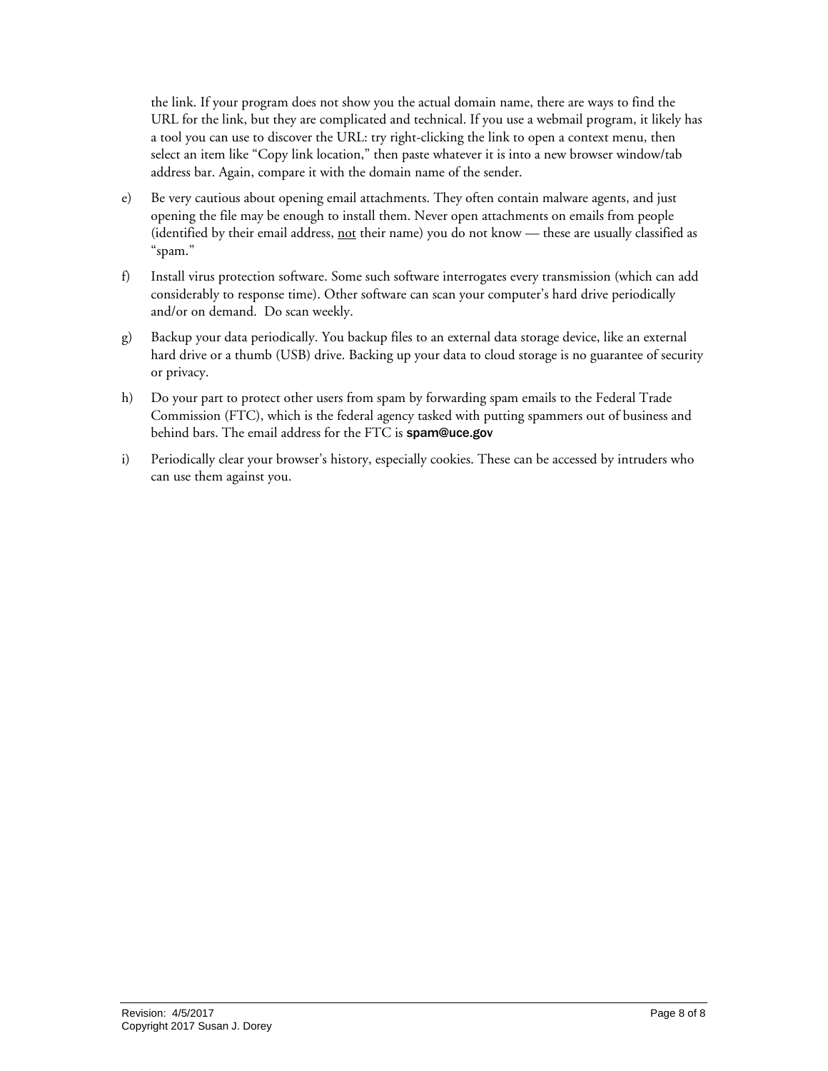the link. If your program does not show you the actual domain name, there are ways to find the URL for the link, but they are complicated and technical. If you use a webmail program, it likely has a tool you can use to discover the URL: try right-clicking the link to open a context menu, then select an item like "Copy link location," then paste whatever it is into a new browser window/tab address bar. Again, compare it with the domain name of the sender.

e) Be very cautious about opening email attachments. They often contain malware agents, and just opening the file may be enough to install them. Never open attachments on emails from people (identified by their email address, <u>not</u> their name) you do not know — these are usually classified as "spam."

f) Install virus protection software. Some such software interrogates every transmission (which can add considerably to response time). Other software can scan your computer's hard drive periodically and/or on demand. Do scan weekly.

g) Backup your data periodically. You backup files to an external data storage device, like an external hard drive or a thumb (USB) drive. Backing up your data to cloud storage is no guarantee of security or privacy.

h) Do your part to protect other users from spam by forwarding spam emails to the Federal Trade Commission (FTC), which is the federal agency tasked with putting spammers out of business and behind bars. The email address for the FTC is **spam@uce.gov**

i) Periodically clear your browser's history, especially cookies. These can be accessed by intruders who can use them against you.